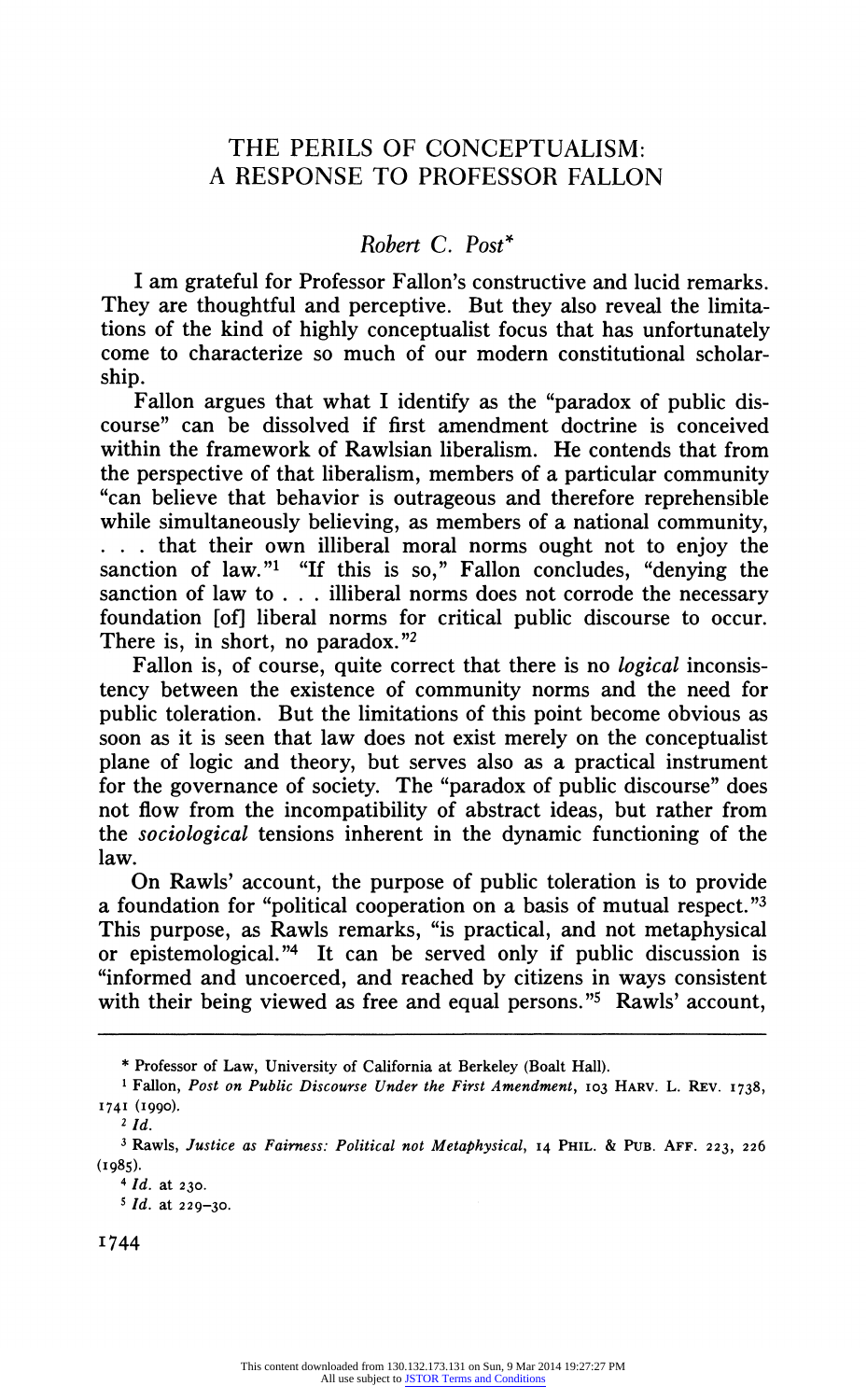# THE PERILS OF CONCEPTUALISM: A RESPONSE TO PROFESSOR FALLON

*Robert C. Post\**

I am grateful for Professor Fallon's constructive and lucid remarks. They are thoughtful and perceptive. But they also reveal the limitations of the kind of highly conceptualist focus that has unfortunately come to characterize so much of our modern constitutional scholarship.

Fallon argues that what I identify as the "paradox of public discourse" can be dissolved if first amendment doctrine is conceived within the framework of Rawlsian liberalism. He contends that from the perspective of that liberalism, members of a particular community "can believe that behavior is outrageous and therefore reprehensible while simultaneously believing, as members of a national community, . . . that their own illiberal moral norms ought not to enjoy the sanction of law."[1] "If this is so," Fallon concludes, "denying the sanction of law to . . . illiberal norms does not corrode the necessary foundation [of] liberal norms for critical public discourse to occur. There is, in short, no paradox."[2]

Fallon is, of course, quite correct that there is no *logical* inconsistency between the existence of community norms and the need for public toleration. But the limitations of this point become obvious as soon as it is seen that law does not exist merely on the conceptualist plane of logic and theory, but serves also as a practical instrument for the governance of society. The "paradox of public discourse" does not flow from the incompatibility of abstract ideas, but rather from the *sociological* tensions inherent in the dynamic functioning of the law.

On Rawls' account, the purpose of public toleration is to provide a foundation for "political cooperation on a basis of mutual respect."[3] This purpose, as Rawls remarks, "is practical, and not metaphysical or epistemological."[4] It can be served only if public discussion is "informed and uncoerced, and reached by citizens in ways consistent with their being viewed as free and equal persons."[5] Rawls' account,

---

\* Professor of Law, University of California at Berkeley (Boalt Hall).

[1] Fallon, *Post on Public Discourse Under the First Amendment*, 103 HARV. L. REV. 1738, 1741 (1990).

[2] *Id.*

[3] Rawls, *Justice as Fairness: Political not Metaphysical*, 14 PHIL. & PUB. AFF. 223, 226 (1985).

[4] *Id.* at 230.

[5] *Id.* at 229–30.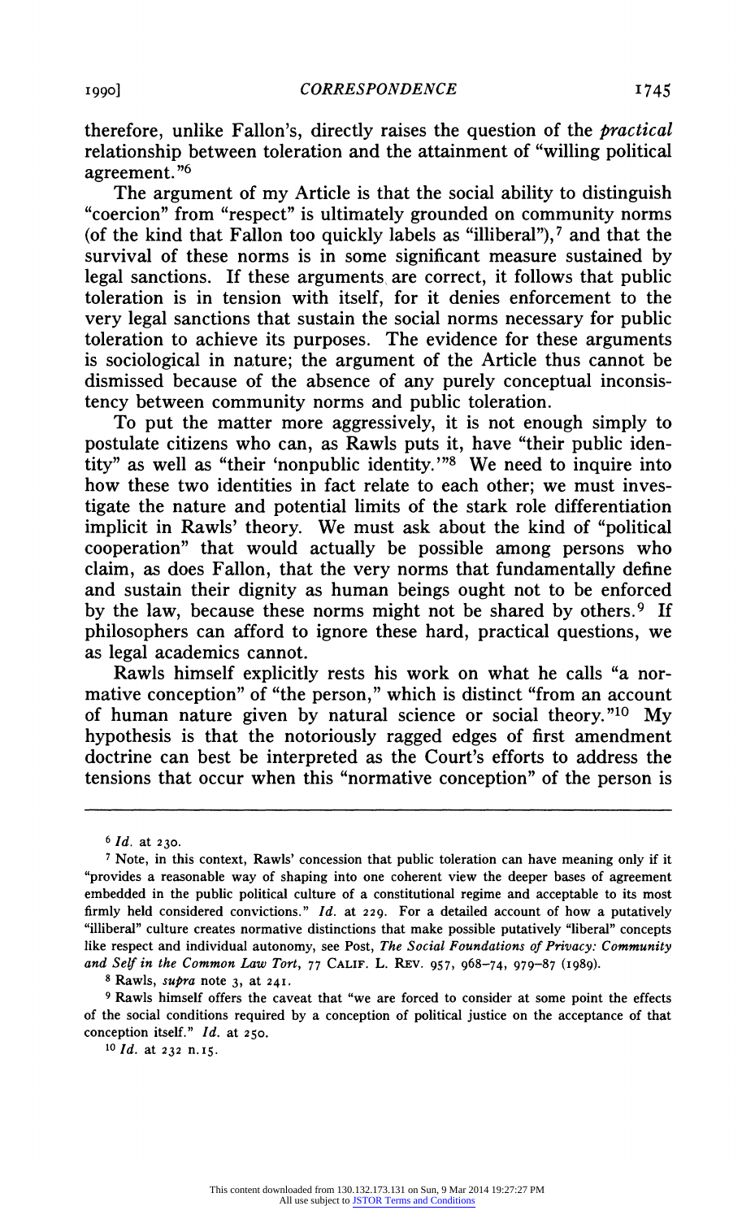therefore, unlike Fallon's, directly raises the question of the *practical* relationship between toleration and the attainment of "willing political agreement."[6]

The argument of my Article is that the social ability to distinguish "coercion" from "respect" is ultimately grounded on community norms (of the kind that Fallon too quickly labels as "illiberal"),[7] and that the survival of these norms is in some significant measure sustained by legal sanctions. If these arguments are correct, it follows that public toleration is in tension with itself, for it denies enforcement to the very legal sanctions that sustain the social norms necessary for public toleration to achieve its purposes. The evidence for these arguments is sociological in nature; the argument of the Article thus cannot be dismissed because of the absence of any purely conceptual inconsistency between community norms and public toleration.

To put the matter more aggressively, it is not enough simply to postulate citizens who can, as Rawls puts it, have "their public identity" as well as "their 'nonpublic identity.'"[8] We need to inquire into how these two identities in fact relate to each other; we must investigate the nature and potential limits of the stark role differentiation implicit in Rawls' theory. We must ask about the kind of "political cooperation" that would actually be possible among persons who claim, as does Fallon, that the very norms that fundamentally define and sustain their dignity as human beings ought not to be enforced by the law, because these norms might not be shared by others.[9] If philosophers can afford to ignore these hard, practical questions, we as legal academics cannot.

Rawls himself explicitly rests his work on what he calls "a normative conception" of "the person," which is distinct "from an account of human nature given by natural science or social theory."[10] My hypothesis is that the notoriously ragged edges of first amendment doctrine can best be interpreted as the Court's efforts to address the tensions that occur when this "normative conception" of the person is

---

[6] *Id.* at 230.

[7] Note, in this context, Rawls' concession that public toleration can have meaning only if it "provides a reasonable way of shaping into one coherent view the deeper bases of agreement embedded in the public political culture of a constitutional regime and acceptable to its most firmly held considered convictions." *Id.* at 229. For a detailed account of how a putatively "illiberal" culture creates normative distinctions that make possible putatively "liberal" concepts like respect and individual autonomy, see Post, *The Social Foundations of Privacy: Community and Self in the Common Law Tort*, 77 CALIF. L. REV. 957, 968–74, 979–87 (1989).

[8] Rawls, *supra* note 3, at 241.

[9] Rawls himself offers the caveat that "we are forced to consider at some point the effects of the social conditions required by a conception of political justice on the acceptance of that conception itself." *Id.* at 250.

[10] *Id.* at 232 n.15.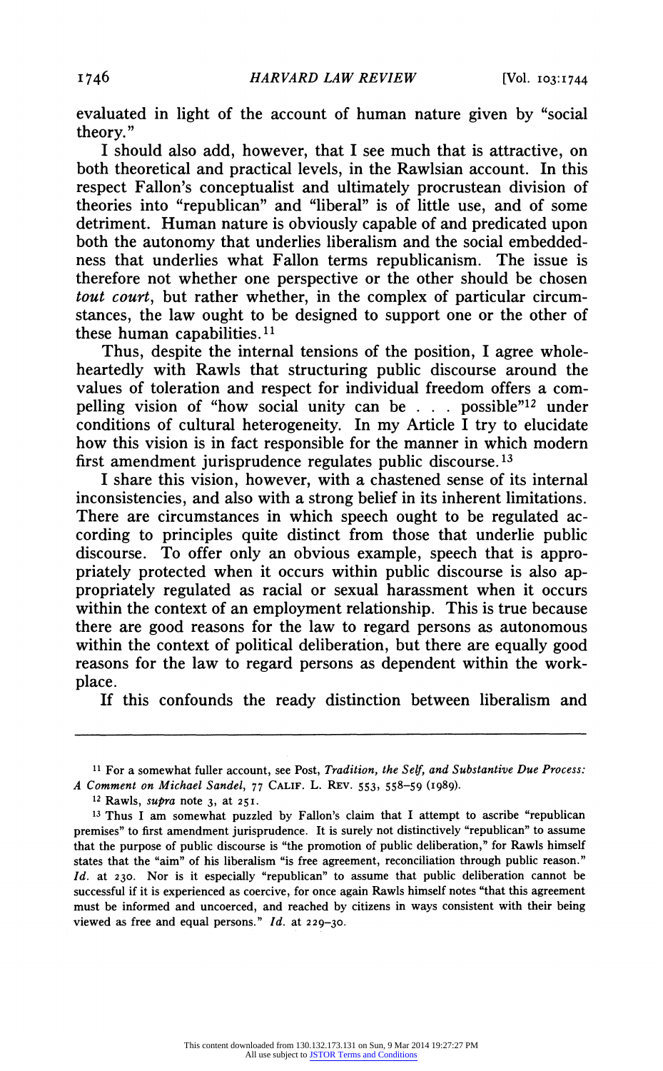evaluated in light of the account of human nature given by "social theory."

I should also add, however, that I see much that is attractive, on both theoretical and practical levels, in the Rawlsian account. In this respect Fallon's conceptualist and ultimately procrustean division of theories into "republican" and "liberal" is of little use, and of some detriment. Human nature is obviously capable of and predicated upon both the autonomy that underlies liberalism and the social embeddedness that underlies what Fallon terms republicanism. The issue is therefore not whether one perspective or the other should be chosen *tout court*, but rather whether, in the complex of particular circumstances, the law ought to be designed to support one or the other of these human capabilities.[11]

Thus, despite the internal tensions of the position, I agree wholeheartedly with Rawls that structuring public discourse around the values of toleration and respect for individual freedom offers a compelling vision of "how social unity can be . . . possible"[12] under conditions of cultural heterogeneity. In my Article I try to elucidate how this vision is in fact responsible for the manner in which modern first amendment jurisprudence regulates public discourse.[13]

I share this vision, however, with a chastened sense of its internal inconsistencies, and also with a strong belief in its inherent limitations. There are circumstances in which speech ought to be regulated according to principles quite distinct from those that underlie public discourse. To offer only an obvious example, speech that is appropriately protected when it occurs within public discourse is also appropriately regulated as racial or sexual harassment when it occurs within the context of an employment relationship. This is true because there are good reasons for the law to regard persons as autonomous within the context of political deliberation, but there are equally good reasons for the law to regard persons as dependent within the workplace.

If this confounds the ready distinction between liberalism and

---

[11] For a somewhat fuller account, see Post, *Tradition, the Self, and Substantive Due Process: A Comment on Michael Sandel*, 77 CALIF. L. REV. 553, 558–59 (1989).

[12] Rawls, *supra* note 3, at 251.

[13] Thus I am somewhat puzzled by Fallon's claim that I attempt to ascribe "republican premises" to first amendment jurisprudence. It is surely not distinctively "republican" to assume that the purpose of public discourse is "the promotion of public deliberation," for Rawls himself states that the "aim" of his liberalism "is free agreement, reconciliation through public reason." *Id.* at 230. Nor is it especially "republican" to assume that public deliberation cannot be successful if it is experienced as coercive, for once again Rawls himself notes "that this agreement must be informed and uncoerced, and reached by citizens in ways consistent with their being viewed as free and equal persons." *Id.* at 229–30.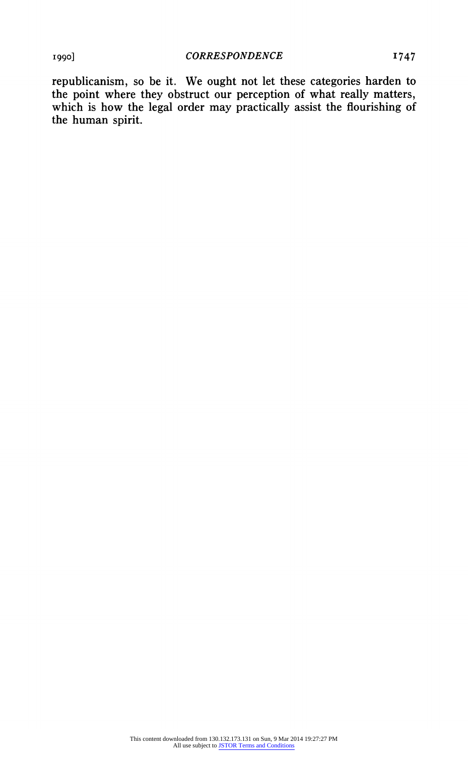republicanism, so be it. We ought not let these categories harden to the point where they obstruct our perception of what really matters, which is how the legal order may practically assist the flourishing of the human spirit.